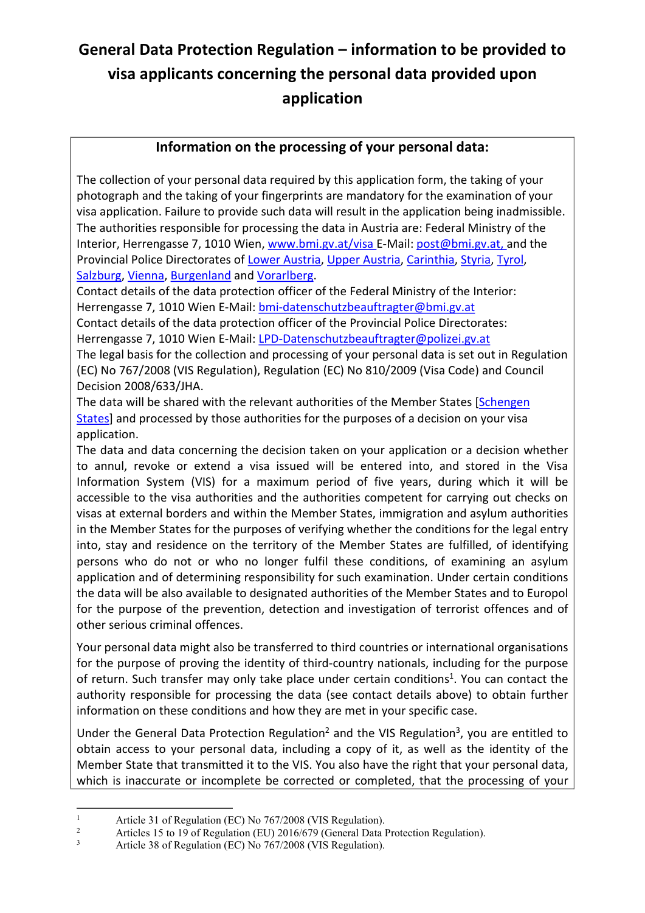# General Data Protection Regulation – information to be provided to visa applicants concerning the personal data provided upon application

## Information on the processing of your personal data:

The collection of your personal data required by this application form, the taking of your photograph and the taking of your fingerprints are mandatory for the examination of your visa application. Failure to provide such data will result in the application being inadmissible. The authorities responsible for processing the data in Austria are: Federal Ministry of the Interior, Herrengasse 7, 1010 Wien, www.bmi.gv.at/visa E-Mail: post@bmi.gv.at, and the Provincial Police Directorates of Lower Austria, Upper Austria, Carinthia, Styria, Tyrol, Salzburg, Vienna, Burgenland and Vorarlberg.
Contact details of the data protection officer of the Federal Ministry of the Interior: Herrengasse 7, 1010 Wien E-Mail: bmi-datenschutzbeauftragter@bmi.gv.at
Contact details of the data protection officer of the Provincial Police Directorates: Herrengasse 7, 1010 Wien E-Mail: LPD-Datenschutzbeauftragter@polizei.gv.at
The legal basis for the collection and processing of your personal data is set out in Regulation (EC) No 767/2008 (VIS Regulation), Regulation (EC) No 810/2009 (Visa Code) and Council Decision 2008/633/JHA.
The data will be shared with the relevant authorities of the Member States [Schengen States] and processed by those authorities for the purposes of a decision on your visa application.
The data and data concerning the decision taken on your application or a decision whether to annul, revoke or extend a visa issued will be entered into, and stored in the Visa Information System (VIS) for a maximum period of five years, during which it will be accessible to the visa authorities and the authorities competent for carrying out checks on visas at external borders and within the Member States, immigration and asylum authorities in the Member States for the purposes of verifying whether the conditions for the legal entry into, stay and residence on the territory of the Member States are fulfilled, of identifying persons who do not or who no longer fulfil these conditions, of examining an asylum application and of determining responsibility for such examination. Under certain conditions the data will be also available to designated authorities of the Member States and to Europol for the purpose of the prevention, detection and investigation of terrorist offences and of other serious criminal offences.

Your personal data might also be transferred to third countries or international organisations for the purpose of proving the identity of third-country nationals, including for the purpose of return. Such transfer may only take place under certain conditions[1]. You can contact the authority responsible for processing the data (see contact details above) to obtain further information on these conditions and how they are met in your specific case.

Under the General Data Protection Regulation[2] and the VIS Regulation[3], you are entitled to obtain access to your personal data, including a copy of it, as well as the identity of the Member State that transmitted it to the VIS. You also have the right that your personal data, which is inaccurate or incomplete be corrected or completed, that the processing of your

---

[1] Article 31 of Regulation (EC) No 767/2008 (VIS Regulation).
[2] Articles 15 to 19 of Regulation (EU) 2016/679 (General Data Protection Regulation).
[3] Article 38 of Regulation (EC) No 767/2008 (VIS Regulation).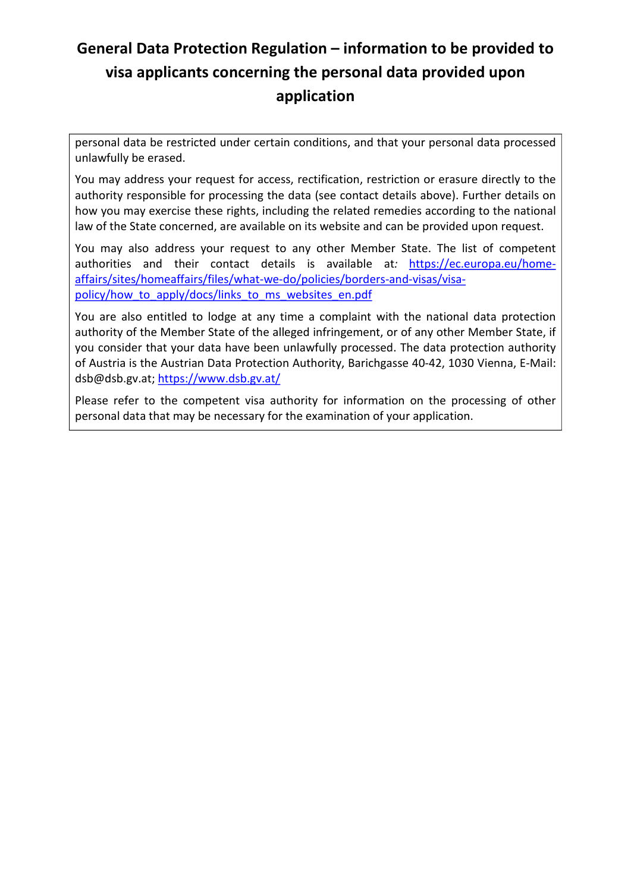# General Data Protection Regulation – information to be provided to visa applicants concerning the personal data provided upon application

personal data be restricted under certain conditions, and that your personal data processed unlawfully be erased.

You may address your request for access, rectification, restriction or erasure directly to the authority responsible for processing the data (see contact details above). Further details on how you may exercise these rights, including the related remedies according to the national law of the State concerned, are available on its website and can be provided upon request.

You may also address your request to any other Member State. The list of competent authorities and their contact details is available at: https://ec.europa.eu/home-affairs/sites/homeaffairs/files/what-we-do/policies/borders-and-visas/visa-policy/how_to_apply/docs/links_to_ms_websites_en.pdf

You are also entitled to lodge at any time a complaint with the national data protection authority of the Member State of the alleged infringement, or of any other Member State, if you consider that your data have been unlawfully processed. The data protection authority of Austria is the Austrian Data Protection Authority, Barichgasse 40-42, 1030 Vienna, E-Mail: dsb@dsb.gv.at; https://www.dsb.gv.at/

Please refer to the competent visa authority for information on the processing of other personal data that may be necessary for the examination of your application.